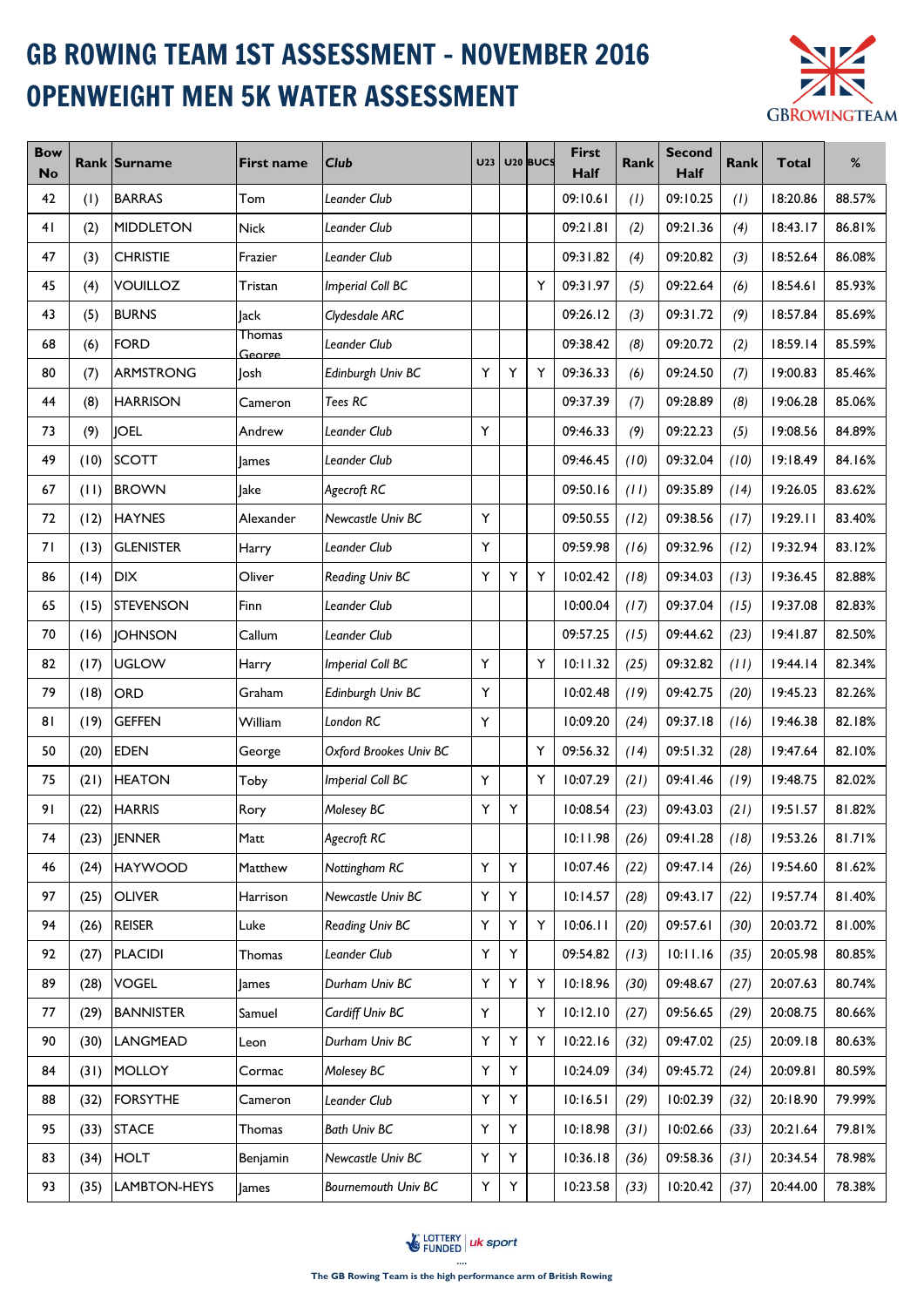# GB ROWING TEAM 1ST ASSESSMENT - NOVEMBER 2016

# OPENWEIGHT MEN 5K WATER ASSESSMENT

| Bow No | Rank | Surname | First name | Club | U23 | U20 | BUCS | First Half | Rank | Second Half | Rank | Total | % |
|---|---|---|---|---|---|---|---|---|---|---|---|---|---|
| 42 | (1) | BARRAS | Tom | *Leander Club* | | | | 09:10.61 | *(1)* | 09:10.25 | *(1)* | 18:20.86 | 88.57% |
| 41 | (2) | MIDDLETON | Nick | *Leander Club* | | | | 09:21.81 | *(2)* | 09:21.36 | *(4)* | 18:43.17 | 86.81% |
| 47 | (3) | CHRISTIE | Frazier | *Leander Club* | | | | 09:31.82 | *(4)* | 09:20.82 | *(3)* | 18:52.64 | 86.08% |
| 45 | (4) | VOUILLOZ | Tristan | *Imperial Coll BC* | | | Y | 09:31.97 | *(5)* | 09:22.64 | *(6)* | 18:54.61 | 85.93% |
| 43 | (5) | BURNS | Jack | *Clydesdale ARC* | | | | 09:26.12 | *(3)* | 09:31.72 | *(9)* | 18:57.84 | 85.69% |
| 68 | (6) | FORD | Thomas George | *Leander Club* | | | | 09:38.42 | *(8)* | 09:20.72 | *(2)* | 18:59.14 | 85.59% |
| 80 | (7) | ARMSTRONG | Josh | *Edinburgh Univ BC* | Y | Y | Y | 09:36.33 | *(6)* | 09:24.50 | *(7)* | 19:00.83 | 85.46% |
| 44 | (8) | HARRISON | Cameron | *Tees RC* | | | | 09:37.39 | *(7)* | 09:28.89 | *(8)* | 19:06.28 | 85.06% |
| 73 | (9) | JOEL | Andrew | *Leander Club* | Y | | | 09:46.33 | *(9)* | 09:22.23 | *(5)* | 19:08.56 | 84.89% |
| 49 | (10) | SCOTT | James | *Leander Club* | | | | 09:46.45 | *(10)* | 09:32.04 | *(10)* | 19:18.49 | 84.16% |
| 67 | (11) | BROWN | Jake | *Agecroft RC* | | | | 09:50.16 | *(11)* | 09:35.89 | *(14)* | 19:26.05 | 83.62% |
| 72 | (12) | HAYNES | Alexander | *Newcastle Univ BC* | Y | | | 09:50.55 | *(12)* | 09:38.56 | *(17)* | 19:29.11 | 83.40% |
| 71 | (13) | GLENISTER | Harry | *Leander Club* | Y | | | 09:59.98 | *(16)* | 09:32.96 | *(12)* | 19:32.94 | 83.12% |
| 86 | (14) | DIX | Oliver | *Reading Univ BC* | Y | Y | Y | 10:02.42 | *(18)* | 09:34.03 | *(13)* | 19:36.45 | 82.88% |
| 65 | (15) | STEVENSON | Finn | *Leander Club* | | | | 10:00.04 | *(17)* | 09:37.04 | *(15)* | 19:37.08 | 82.83% |
| 70 | (16) | JOHNSON | Callum | *Leander Club* | | | | 09:57.25 | *(15)* | 09:44.62 | *(23)* | 19:41.87 | 82.50% |
| 82 | (17) | UGLOW | Harry | *Imperial Coll BC* | Y | | Y | 10:11.32 | *(25)* | 09:32.82 | *(11)* | 19:44.14 | 82.34% |
| 79 | (18) | ORD | Graham | *Edinburgh Univ BC* | Y | | | 10:02.48 | *(19)* | 09:42.75 | *(20)* | 19:45.23 | 82.26% |
| 81 | (19) | GEFFEN | William | *London RC* | Y | | | 10:09.20 | *(24)* | 09:37.18 | *(16)* | 19:46.38 | 82.18% |
| 50 | (20) | EDEN | George | *Oxford Brookes Univ BC* | | | Y | 09:56.32 | *(14)* | 09:51.32 | *(28)* | 19:47.64 | 82.10% |
| 75 | (21) | HEATON | Toby | *Imperial Coll BC* | Y | | Y | 10:07.29 | *(21)* | 09:41.46 | *(19)* | 19:48.75 | 82.02% |
| 91 | (22) | HARRIS | Rory | *Molesey BC* | Y | Y | | 10:08.54 | *(23)* | 09:43.03 | *(21)* | 19:51.57 | 81.82% |
| 74 | (23) | JENNER | Matt | *Agecroft RC* | | | | 10:11.98 | *(26)* | 09:41.28 | *(18)* | 19:53.26 | 81.71% |
| 46 | (24) | HAYWOOD | Matthew | *Nottingham RC* | Y | Y | | 10:07.46 | *(22)* | 09:47.14 | *(26)* | 19:54.60 | 81.62% |
| 97 | (25) | OLIVER | Harrison | *Newcastle Univ BC* | Y | Y | | 10:14.57 | *(28)* | 09:43.17 | *(22)* | 19:57.74 | 81.40% |
| 94 | (26) | REISER | Luke | *Reading Univ BC* | Y | Y | Y | 10:06.11 | *(20)* | 09:57.61 | *(30)* | 20:03.72 | 81.00% |
| 92 | (27) | PLACIDI | Thomas | *Leander Club* | Y | Y | | 09:54.82 | *(13)* | 10:11.16 | *(35)* | 20:05.98 | 80.85% |
| 89 | (28) | VOGEL | James | *Durham Univ BC* | Y | Y | Y | 10:18.96 | *(30)* | 09:48.67 | *(27)* | 20:07.63 | 80.74% |
| 77 | (29) | BANNISTER | Samuel | *Cardiff Univ BC* | Y | | Y | 10:12.10 | *(27)* | 09:56.65 | *(29)* | 20:08.75 | 80.66% |
| 90 | (30) | LANGMEAD | Leon | *Durham Univ BC* | Y | Y | Y | 10:22.16 | *(32)* | 09:47.02 | *(25)* | 20:09.18 | 80.63% |
| 84 | (31) | MOLLOY | Cormac | *Molesey BC* | Y | Y | | 10:24.09 | *(34)* | 09:45.72 | *(24)* | 20:09.81 | 80.59% |
| 88 | (32) | FORSYTHE | Cameron | *Leander Club* | Y | Y | | 10:16.51 | *(29)* | 10:02.39 | *(32)* | 20:18.90 | 79.99% |
| 95 | (33) | STACE | Thomas | *Bath Univ BC* | Y | Y | | 10:18.98 | *(31)* | 10:02.66 | *(33)* | 20:21.64 | 79.81% |
| 83 | (34) | HOLT | Benjamin | *Newcastle Univ BC* | Y | Y | | 10:36.18 | *(36)* | 09:58.36 | *(31)* | 20:34.54 | 78.98% |
| 93 | (35) | LAMBTON-HEYS | James | *Bournemouth Univ BC* | Y | Y | | 10:23.58 | *(33)* | 10:20.42 | *(37)* | 20:44.00 | 78.38% |

LOTTERY FUNDED | uk sport

The GB Rowing Team is the high performance arm of British Rowing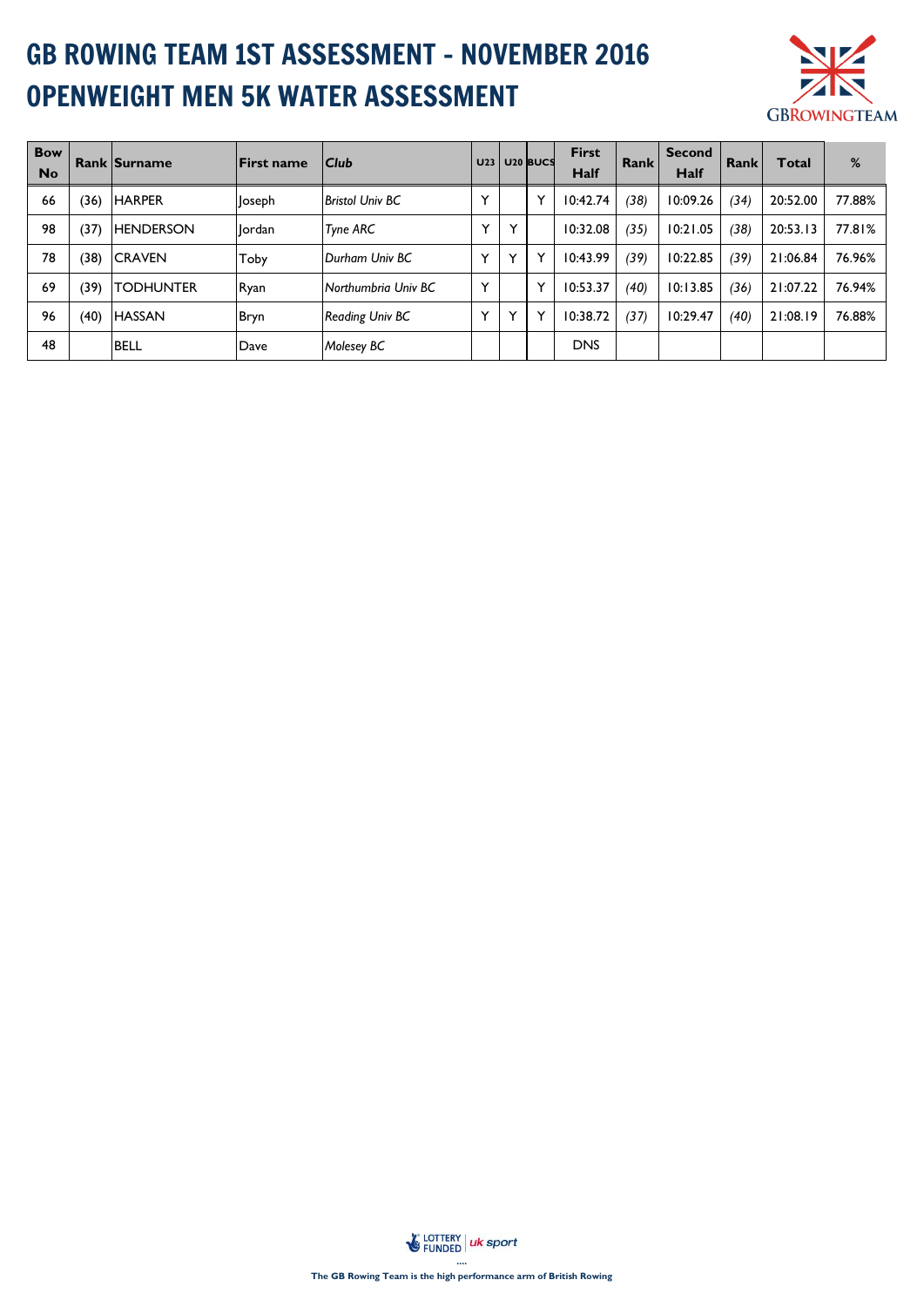# GB ROWING TEAM 1ST ASSESSMENT - NOVEMBER 2016
# OPENWEIGHT MEN 5K WATER ASSESSMENT

| Bow No | Rank | Surname | First name | Club | U23 | U20 | BUCS | First Half | Rank | Second Half | Rank | Total | % |
|---|---|---|---|---|---|---|---|---|---|---|---|---|---|
| 66 | (36) | HARPER | Joseph | *Bristol Univ BC* | Y | | Y | 10:42.74 | *(38)* | 10:09.26 | *(34)* | 20:52.00 | 77.88% |
| 98 | (37) | HENDERSON | Jordan | *Tyne ARC* | Y | Y | | 10:32.08 | *(35)* | 10:21.05 | *(38)* | 20:53.13 | 77.81% |
| 78 | (38) | CRAVEN | Toby | *Durham Univ BC* | Y | Y | Y | 10:43.99 | *(39)* | 10:22.85 | *(39)* | 21:06.84 | 76.96% |
| 69 | (39) | TODHUNTER | Ryan | *Northumbria Univ BC* | Y | | Y | 10:53.37 | *(40)* | 10:13.85 | *(36)* | 21:07.22 | 76.94% |
| 96 | (40) | HASSAN | Bryn | *Reading Univ BC* | Y | Y | Y | 10:38.72 | *(37)* | 10:29.47 | *(40)* | 21:08.19 | 76.88% |
| 48 | | BELL | Dave | *Molesey BC* | | | | DNS | | | | | |

The GB Rowing Team is the high performance arm of British Rowing